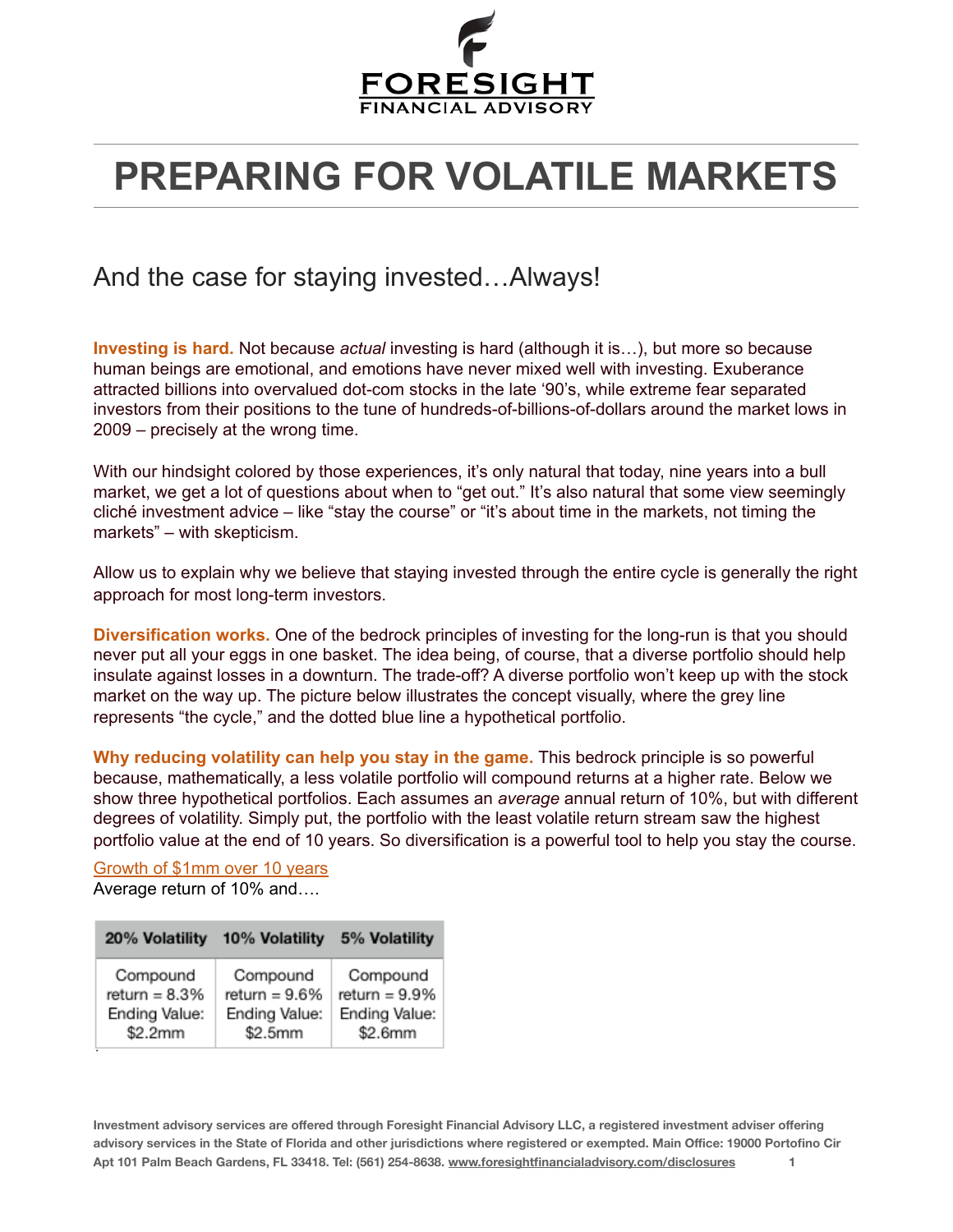# PREPARING FOR VOLATILE MARKETS

## And the case for staying invested…Always!

**Investing is hard.** Not because *actual* investing is hard (although it is…), but more so because human beings are emotional, and emotions have never mixed well with investing. Exuberance attracted billions into overvalued dot-com stocks in the late '90's, while extreme fear separated investors from their positions to the tune of hundreds-of-billions-of-dollars around the market lows in 2009 – precisely at the wrong time.

With our hindsight colored by those experiences, it's only natural that today, nine years into a bull market, we get a lot of questions about when to "get out." It's also natural that some view seemingly cliché investment advice – like "stay the course" or "it's about time in the markets, not timing the markets" – with skepticism.

Allow us to explain why we believe that staying invested through the entire cycle is generally the right approach for most long-term investors.

**Diversification works.** One of the bedrock principles of investing for the long-run is that you should never put all your eggs in one basket. The idea being, of course, that a diverse portfolio should help insulate against losses in a downturn. The trade-off? A diverse portfolio won't keep up with the stock market on the way up. The picture below illustrates the concept visually, where the grey line represents "the cycle," and the dotted blue line a hypothetical portfolio.

**Why reducing volatility can help you stay in the game.** This bedrock principle is so powerful because, mathematically, a less volatile portfolio will compound returns at a higher rate. Below we show three hypothetical portfolios. Each assumes an *average* annual return of 10%, but with different degrees of volatility. Simply put, the portfolio with the least volatile return stream saw the highest portfolio value at the end of 10 years. So diversification is a powerful tool to help you stay the course.

Growth of $1mm over 10 years
Average return of 10% and….

| 20% Volatility | 10% Volatility | 5% Volatility |
|---|---|---|
| Compound return = 8.3% Ending Value: $2.2mm | Compound return = 9.6% Ending Value: $2.5mm | Compound return = 9.9% Ending Value: $2.6mm |

**Investment advisory services are offered through Foresight Financial Advisory LLC, a registered investment adviser offering advisory services in the State of Florida and other jurisdictions where registered or exempted. Main Office: 19000 Portofino Cir Apt 101 Palm Beach Gardens, FL 33418. Tel: (561) 254-8638. www.foresightfinancialadvisory.com/disclosures**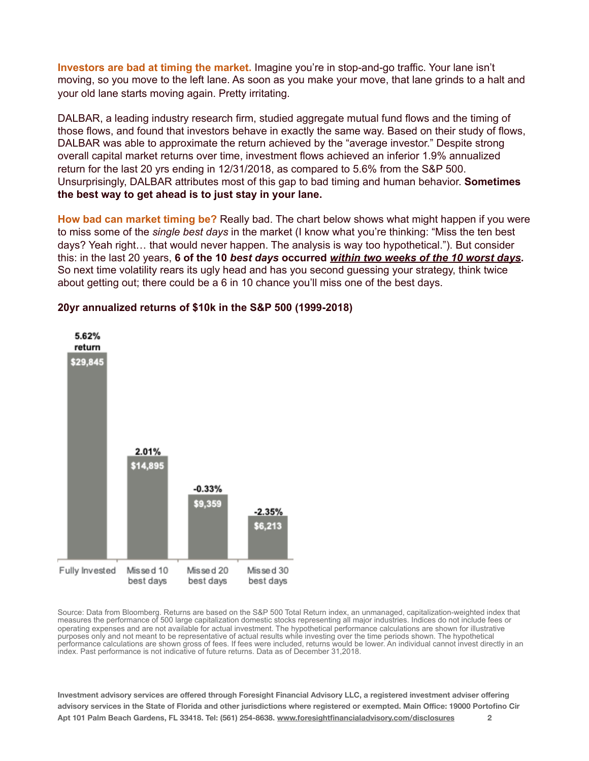**Investors are bad at timing the market.** Imagine you're in stop-and-go traffic. Your lane isn't moving, so you move to the left lane. As soon as you make your move, that lane grinds to a halt and your old lane starts moving again. Pretty irritating.

DALBAR, a leading industry research firm, studied aggregate mutual fund flows and the timing of those flows, and found that investors behave in exactly the same way. Based on their study of flows, DALBAR was able to approximate the return achieved by the "average investor." Despite strong overall capital market returns over time, investment flows achieved an inferior 1.9% annualized return for the last 20 yrs ending in 12/31/2018, as compared to 5.6% from the S&P 500. Unsurprisingly, DALBAR attributes most of this gap to bad timing and human behavior. **Sometimes the best way to get ahead is to just stay in your lane.**

**How bad can market timing be?** Really bad. The chart below shows what might happen if you were to miss some of the *single best days* in the market (I know what you're thinking: "Miss the ten best days? Yeah right… that would never happen. The analysis is way too hypothetical."). But consider this: in the last 20 years, **6 of the 10 *best days* occurred *within two weeks of the 10 worst days*.** So next time volatility rears its ugly head and has you second guessing your strategy, think twice about getting out; there could be a 6 in 10 chance you'll miss one of the best days.

**20yr annualized returns of $10k in the S&P 500 (1999-2018)**

| | Fully Invested | Missed 10 best days | Missed 20 best days | Missed 30 best days |
|---|---|---|---|---|
| Return | 5.62% return | 2.01% | -0.33% | -2.35% |
| Value | $29,845 | $14,895 | $9,359 | $6,213 |

Source: Data from Bloomberg. Returns are based on the S&P 500 Total Return index, an unmanaged, capitalization-weighted index that measures the performance of 500 large capitalization domestic stocks representing all major industries. Indices do not include fees or operating expenses and are not available for actual investment. The hypothetical performance calculations are shown for illustrative purposes only and not meant to be representative of actual results while investing over the time periods shown. The hypothetical performance calculations are shown gross of fees. If fees were included, returns would be lower. An individual cannot invest directly in an index. Past performance is not indicative of future returns. Data as of December 31,2018.

**Investment advisory services are offered through Foresight Financial Advisory LLC, a registered investment adviser offering advisory services in the State of Florida and other jurisdictions where registered or exempted. Main Office: 19000 Portofino Cir Apt 101 Palm Beach Gardens, FL 33418. Tel: (561) 254-8638. www.foresightfinancialadvisory.com/disclosures**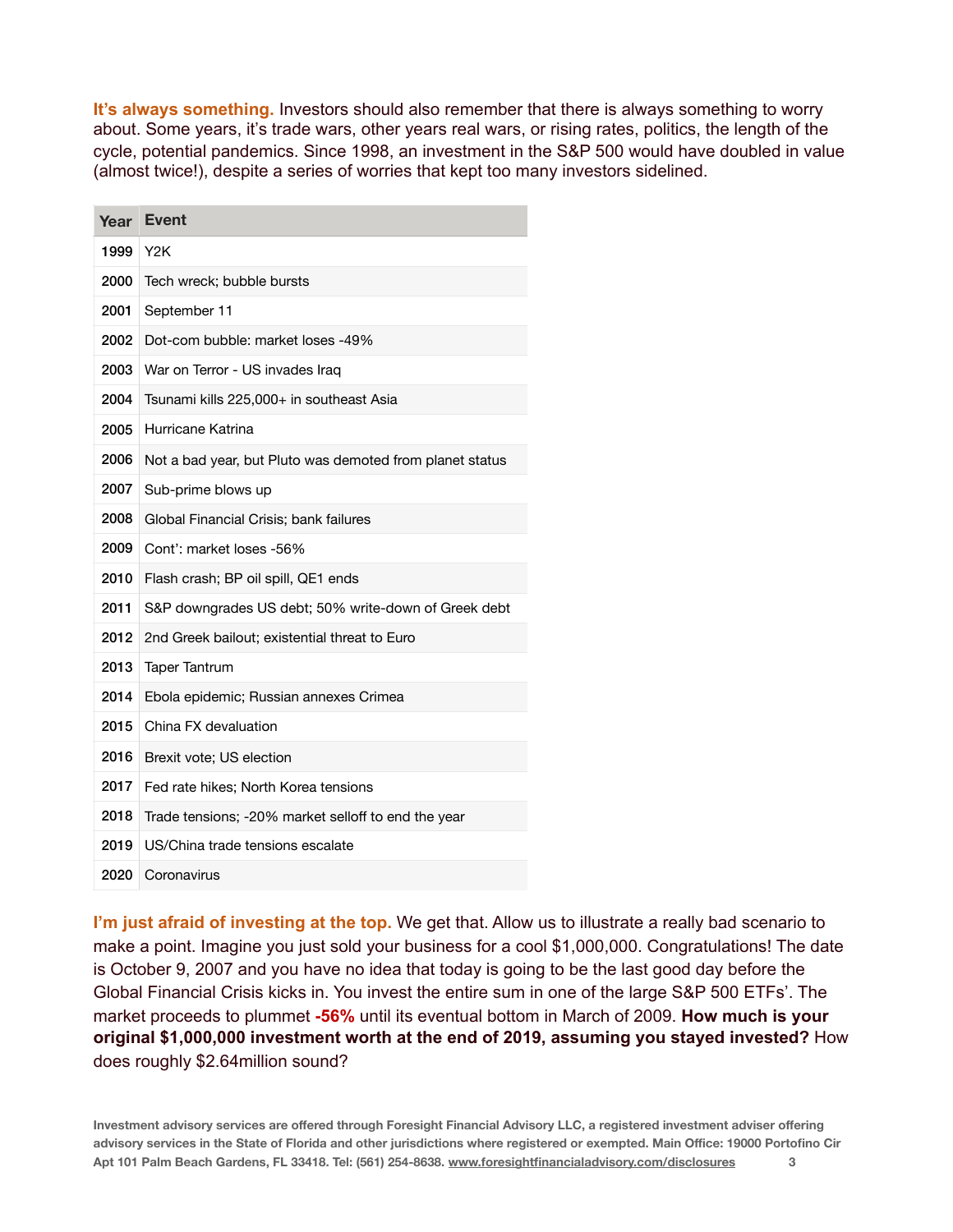**It's always something.** Investors should also remember that there is always something to worry about. Some years, it's trade wars, other years real wars, or rising rates, politics, the length of the cycle, potential pandemics. Since 1998, an investment in the S&P 500 would have doubled in value (almost twice!), despite a series of worries that kept too many investors sidelined.

| Year | Event |
|---|---|
| 1999 | Y2K |
| 2000 | Tech wreck; bubble bursts |
| 2001 | September 11 |
| 2002 | Dot-com bubble: market loses -49% |
| 2003 | War on Terror - US invades Iraq |
| 2004 | Tsunami kills 225,000+ in southeast Asia |
| 2005 | Hurricane Katrina |
| 2006 | Not a bad year, but Pluto was demoted from planet status |
| 2007 | Sub-prime blows up |
| 2008 | Global Financial Crisis; bank failures |
| 2009 | Cont': market loses -56% |
| 2010 | Flash crash; BP oil spill, QE1 ends |
| 2011 | S&P downgrades US debt; 50% write-down of Greek debt |
| 2012 | 2nd Greek bailout; existential threat to Euro |
| 2013 | Taper Tantrum |
| 2014 | Ebola epidemic; Russian annexes Crimea |
| 2015 | China FX devaluation |
| 2016 | Brexit vote; US election |
| 2017 | Fed rate hikes; North Korea tensions |
| 2018 | Trade tensions; -20% market selloff to end the year |
| 2019 | US/China trade tensions escalate |
| 2020 | Coronavirus |

**I'm just afraid of investing at the top.** We get that. Allow us to illustrate a really bad scenario to make a point. Imagine you just sold your business for a cool $1,000,000. Congratulations! The date is October 9, 2007 and you have no idea that today is going to be the last good day before the Global Financial Crisis kicks in. You invest the entire sum in one of the large S&P 500 ETFs'. The market proceeds to plummet **-56%** until its eventual bottom in March of 2009. **How much is your original $1,000,000 investment worth at the end of 2019, assuming you stayed invested?** How does roughly $2.64million sound?

**Investment advisory services are offered through Foresight Financial Advisory LLC, a registered investment adviser offering advisory services in the State of Florida and other jurisdictions where registered or exempted. Main Office: 19000 Portofino Cir Apt 101 Palm Beach Gardens, FL 33418. Tel: (561) 254-8638. www.foresightfinancialadvisory.com/disclosures**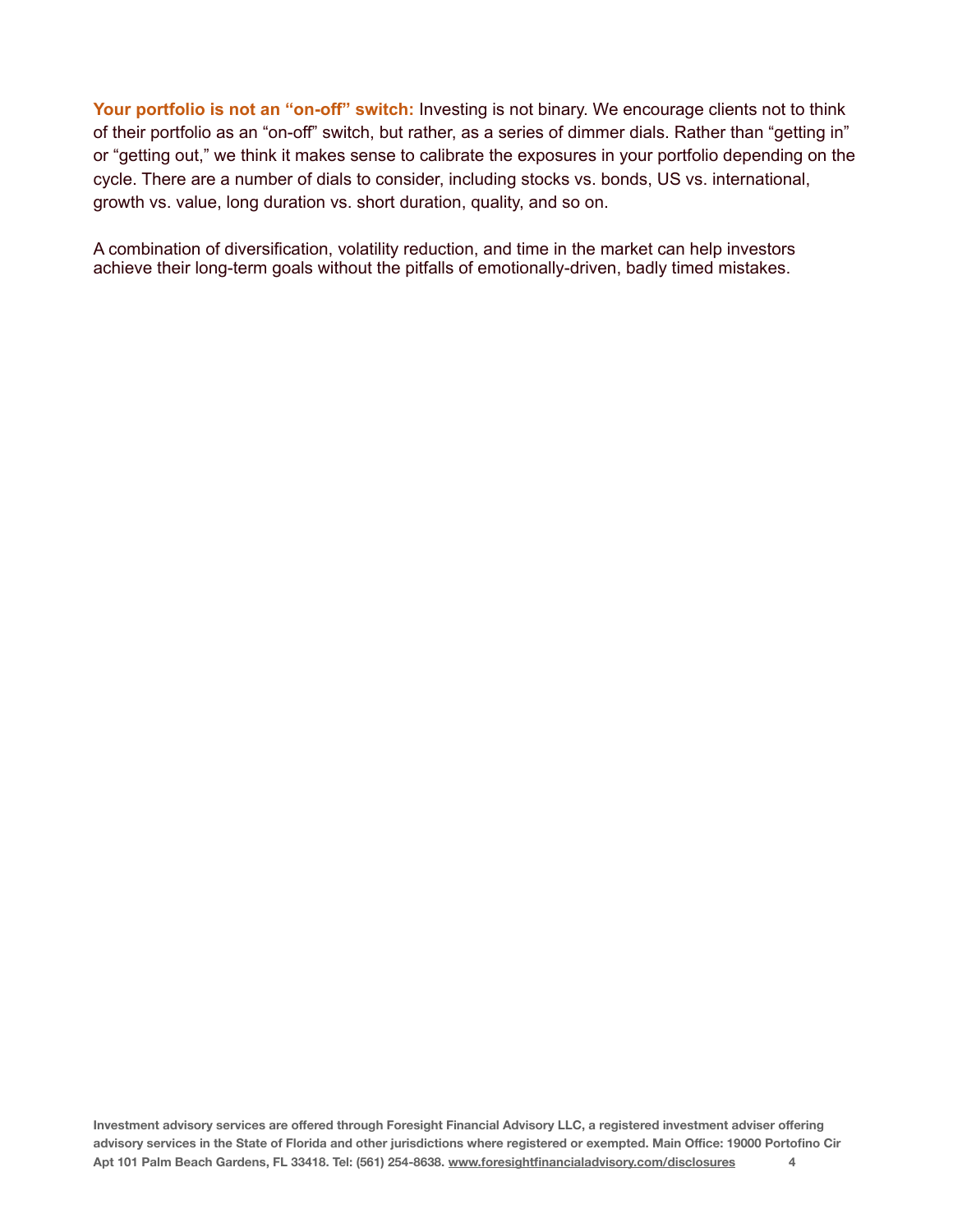**Your portfolio is not an "on-off" switch:** Investing is not binary. We encourage clients not to think of their portfolio as an "on-off" switch, but rather, as a series of dimmer dials. Rather than "getting in" or "getting out," we think it makes sense to calibrate the exposures in your portfolio depending on the cycle. There are a number of dials to consider, including stocks vs. bonds, US vs. international, growth vs. value, long duration vs. short duration, quality, and so on.

A combination of diversification, volatility reduction, and time in the market can help investors achieve their long-term goals without the pitfalls of emotionally-driven, badly timed mistakes.